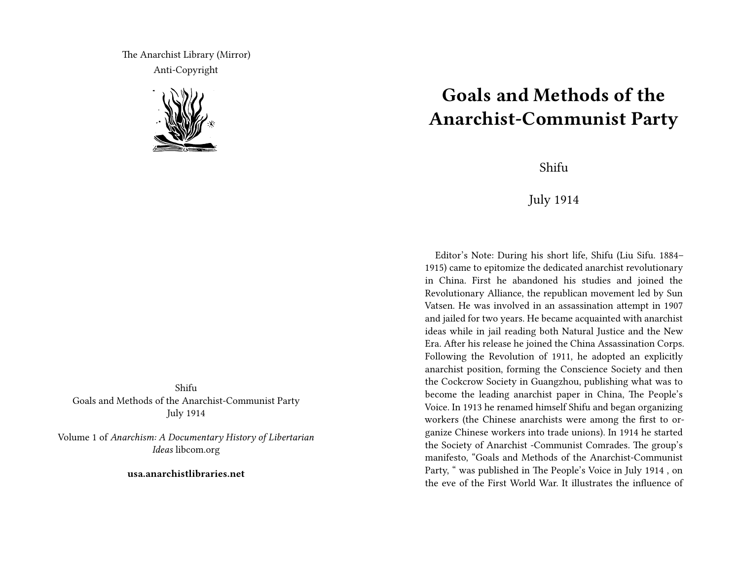The Anarchist Library (Mirror)
Anti-Copyright

Shifu
Goals and Methods of the Anarchist-Communist Party
July 1914

Volume 1 of *Anarchism: A Documentary History of Libertarian Ideas* libcom.org

**usa.anarchistlibraries.net**

# Goals and Methods of the Anarchist-Communist Party

Shifu

July 1914

Editor's Note: During his short life, Shifu (Liu Sifu. 1884–1915) came to epitomize the dedicated anarchist revolutionary in China. First he abandoned his studies and joined the Revolutionary Alliance, the republican movement led by Sun Vatsen. He was involved in an assassination attempt in 1907 and jailed for two years. He became acquainted with anarchist ideas while in jail reading both Natural Justice and the New Era. After his release he joined the China Assassination Corps. Following the Revolution of 1911, he adopted an explicitly anarchist position, forming the Conscience Society and then the Cockcrow Society in Guangzhou, publishing what was to become the leading anarchist paper in China, The People's Voice. In 1913 he renamed himself Shifu and began organizing workers (the Chinese anarchists were among the first to organize Chinese workers into trade unions). In 1914 he started the Society of Anarchist -Communist Comrades. The group's manifesto, "Goals and Methods of the Anarchist-Communist Party, " was published in The People's Voice in July 1914 , on the eve of the First World War. It illustrates the influence of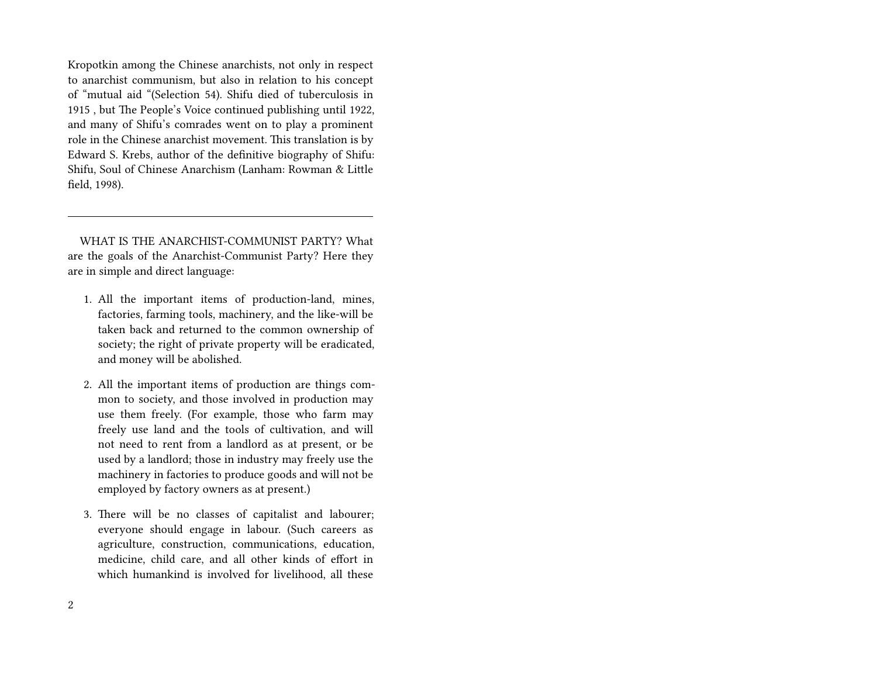Kropotkin among the Chinese anarchists, not only in respect to anarchist communism, but also in relation to his concept of "mutual aid "(Selection 54). Shifu died of tuberculosis in 1915 , but The People's Voice continued publishing until 1922, and many of Shifu's comrades went on to play a prominent role in the Chinese anarchist movement. This translation is by Edward S. Krebs, author of the definitive biography of Shifu: Shifu, Soul of Chinese Anarchism (Lanham: Rowman & Little field, 1998).

---

WHAT IS THE ANARCHIST-COMMUNIST PARTY? What are the goals of the Anarchist-Communist Party? Here they are in simple and direct language:

1. All the important items of production-land, mines, factories, farming tools, machinery, and the like-will be taken back and returned to the common ownership of society; the right of private property will be eradicated, and money will be abolished.

2. All the important items of production are things common to society, and those involved in production may use them freely. (For example, those who farm may freely use land and the tools of cultivation, and will not need to rent from a landlord as at present, or be used by a landlord; those in industry may freely use the machinery in factories to produce goods and will not be employed by factory owners as at present.)

3. There will be no classes of capitalist and labourer; everyone should engage in labour. (Such careers as agriculture, construction, communications, education, medicine, child care, and all other kinds of effort in which humankind is involved for livelihood, all these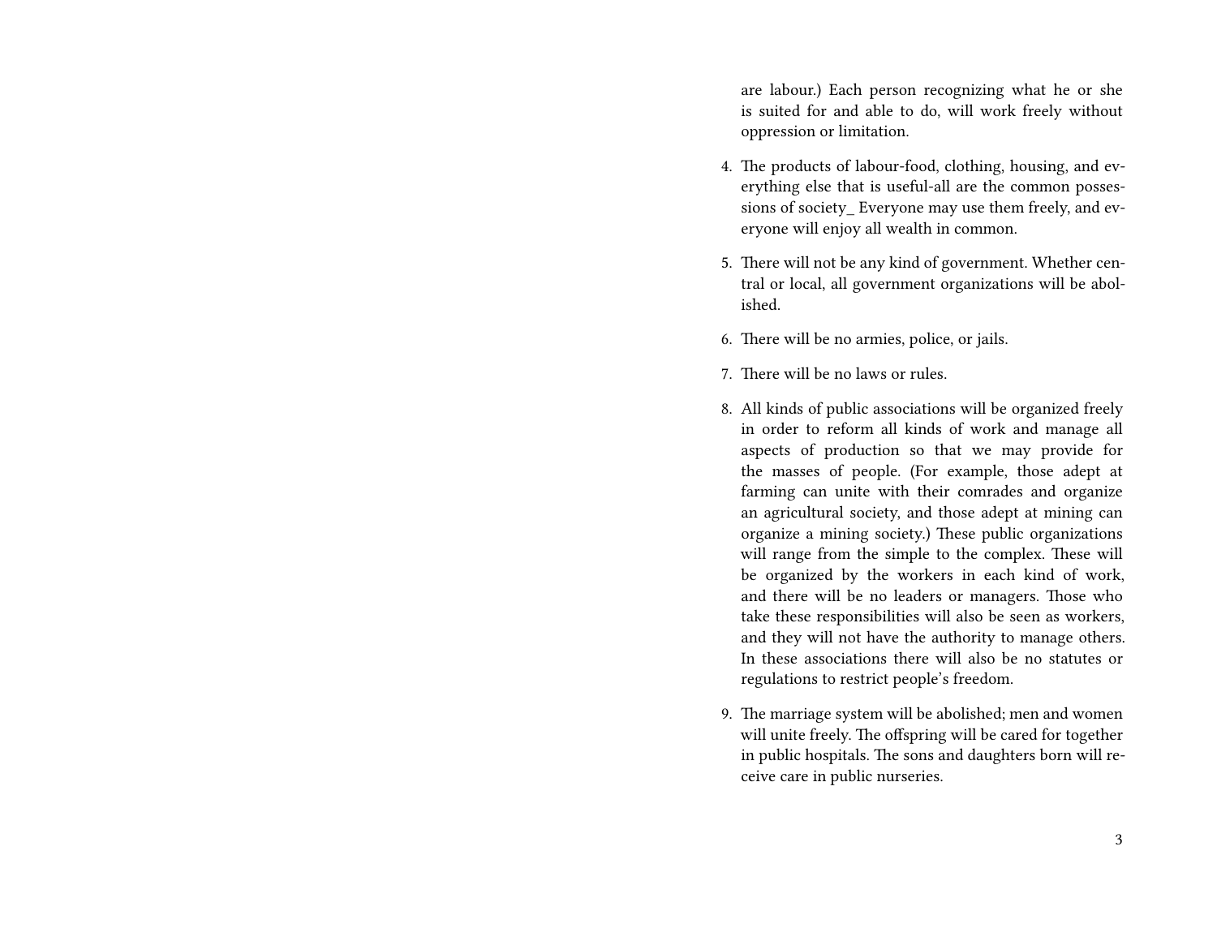are labour.) Each person recognizing what he or she is suited for and able to do, will work freely without oppression or limitation.

4. The products of labour-food, clothing, housing, and everything else that is useful-all are the common possessions of society_ Everyone may use them freely, and everyone will enjoy all wealth in common.

5. There will not be any kind of government. Whether central or local, all government organizations will be abolished.

6. There will be no armies, police, or jails.

7. There will be no laws or rules.

8. All kinds of public associations will be organized freely in order to reform all kinds of work and manage all aspects of production so that we may provide for the masses of people. (For example, those adept at farming can unite with their comrades and organize an agricultural society, and those adept at mining can organize a mining society.) These public organizations will range from the simple to the complex. These will be organized by the workers in each kind of work, and there will be no leaders or managers. Those who take these responsibilities will also be seen as workers, and they will not have the authority to manage others. In these associations there will also be no statutes or regulations to restrict people's freedom.

9. The marriage system will be abolished; men and women will unite freely. The offspring will be cared for together in public hospitals. The sons and daughters born will receive care in public nurseries.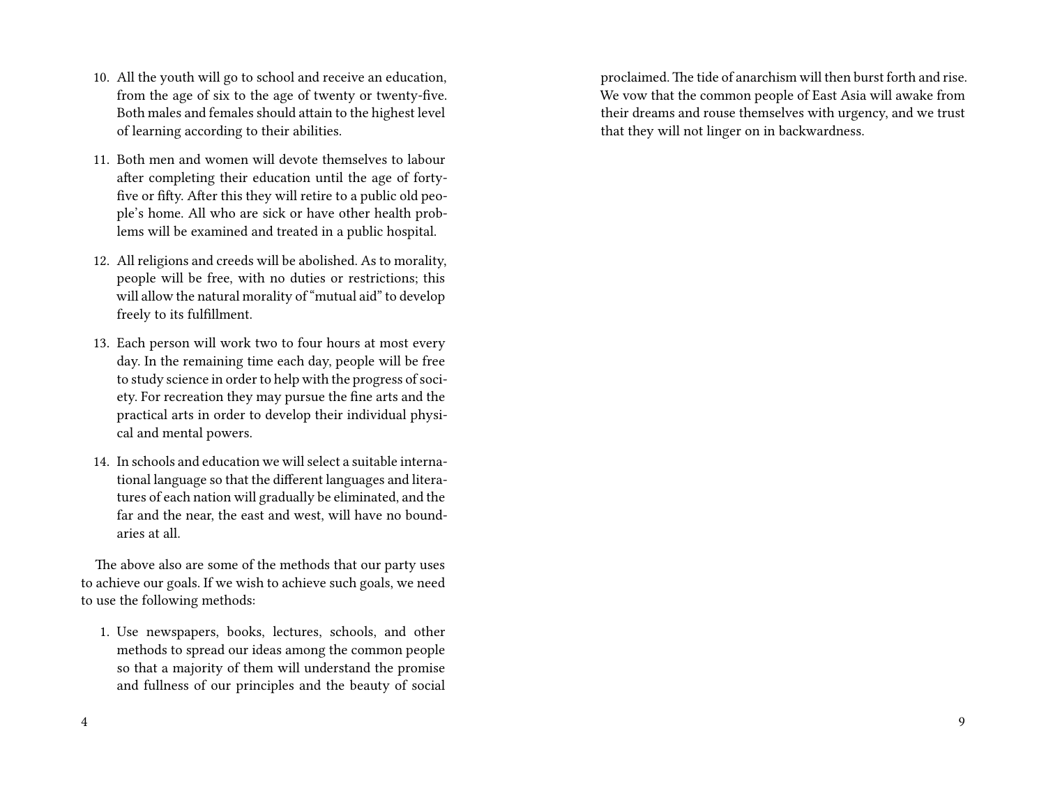10. All the youth will go to school and receive an education, from the age of six to the age of twenty or twenty-five. Both males and females should attain to the highest level of learning according to their abilities.

11. Both men and women will devote themselves to labour after completing their education until the age of forty-five or fifty. After this they will retire to a public old people's home. All who are sick or have other health problems will be examined and treated in a public hospital.

12. All religions and creeds will be abolished. As to morality, people will be free, with no duties or restrictions; this will allow the natural morality of "mutual aid" to develop freely to its fulfillment.

13. Each person will work two to four hours at most every day. In the remaining time each day, people will be free to study science in order to help with the progress of society. For recreation they may pursue the fine arts and the practical arts in order to develop their individual physical and mental powers.

14. In schools and education we will select a suitable international language so that the different languages and literatures of each nation will gradually be eliminated, and the far and the near, the east and west, will have no boundaries at all.

The above also are some of the methods that our party uses to achieve our goals. If we wish to achieve such goals, we need to use the following methods:

1. Use newspapers, books, lectures, schools, and other methods to spread our ideas among the common people so that a majority of them will understand the promise and fullness of our principles and the beauty of social

proclaimed. The tide of anarchism will then burst forth and rise. We vow that the common people of East Asia will awake from their dreams and rouse themselves with urgency, and we trust that they will not linger on in backwardness.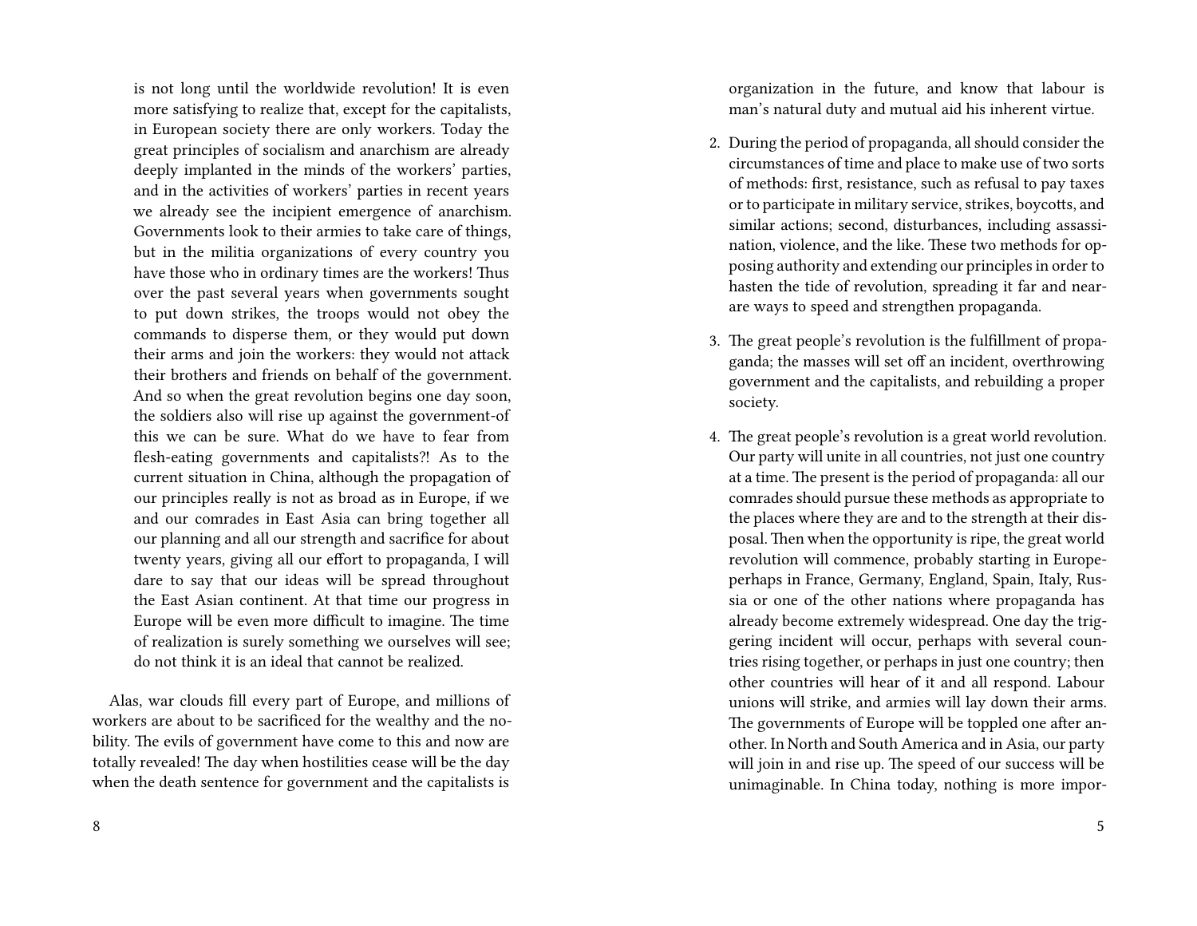organization in the future, and know that labour is man's natural duty and mutual aid his inherent virtue.

2. During the period of propaganda, all should consider the circumstances of time and place to make use of two sorts of methods: first, resistance, such as refusal to pay taxes or to participate in military service, strikes, boycotts, and similar actions; second, disturbances, including assassination, violence, and the like. These two methods for opposing authority and extending our principles in order to hasten the tide of revolution, spreading it far and near-are ways to speed and strengthen propaganda.
3. The great people's revolution is the fulfillment of propaganda; the masses will set off an incident, overthrowing government and the capitalists, and rebuilding a proper society.
4. The great people's revolution is a great world revolution. Our party will unite in all countries, not just one country at a time. The present is the period of propaganda: all our comrades should pursue these methods as appropriate to the places where they are and to the strength at their disposal. Then when the opportunity is ripe, the great world revolution will commence, probably starting in Europe-perhaps in France, Germany, England, Spain, Italy, Russia or one of the other nations where propaganda has already become extremely widespread. One day the triggering incident will occur, perhaps with several countries rising together, or perhaps in just one country; then other countries will hear of it and all respond. Labour unions will strike, and armies will lay down their arms. The governments of Europe will be toppled one after another. In North and South America and in Asia, our party will join in and rise up. The speed of our success will be unimaginable. In China today, nothing is more impor-

> is not long until the worldwide revolution! It is even more satisfying to realize that, except for the capitalists, in European society there are only workers. Today the great principles of socialism and anarchism are already deeply implanted in the minds of the workers' parties, and in the activities of workers' parties in recent years we already see the incipient emergence of anarchism. Governments look to their armies to take care of things, but in the militia organizations of every country you have those who in ordinary times are the workers! Thus over the past several years when governments sought to put down strikes, the troops would not obey the commands to disperse them, or they would put down their arms and join the workers: they would not attack their brothers and friends on behalf of the government. And so when the great revolution begins one day soon, the soldiers also will rise up against the government-of this we can be sure. What do we have to fear from flesh-eating governments and capitalists?! As to the current situation in China, although the propagation of our principles really is not as broad as in Europe, if we and our comrades in East Asia can bring together all our planning and all our strength and sacrifice for about twenty years, giving all our effort to propaganda, I will dare to say that our ideas will be spread throughout the East Asian continent. At that time our progress in Europe will be even more difficult to imagine. The time of realization is surely something we ourselves will see; do not think it is an ideal that cannot be realized.

Alas, war clouds fill every part of Europe, and millions of workers are about to be sacrificed for the wealthy and the nobility. The evils of government have come to this and now are totally revealed! The day when hostilities cease will be the day when the death sentence for government and the capitalists is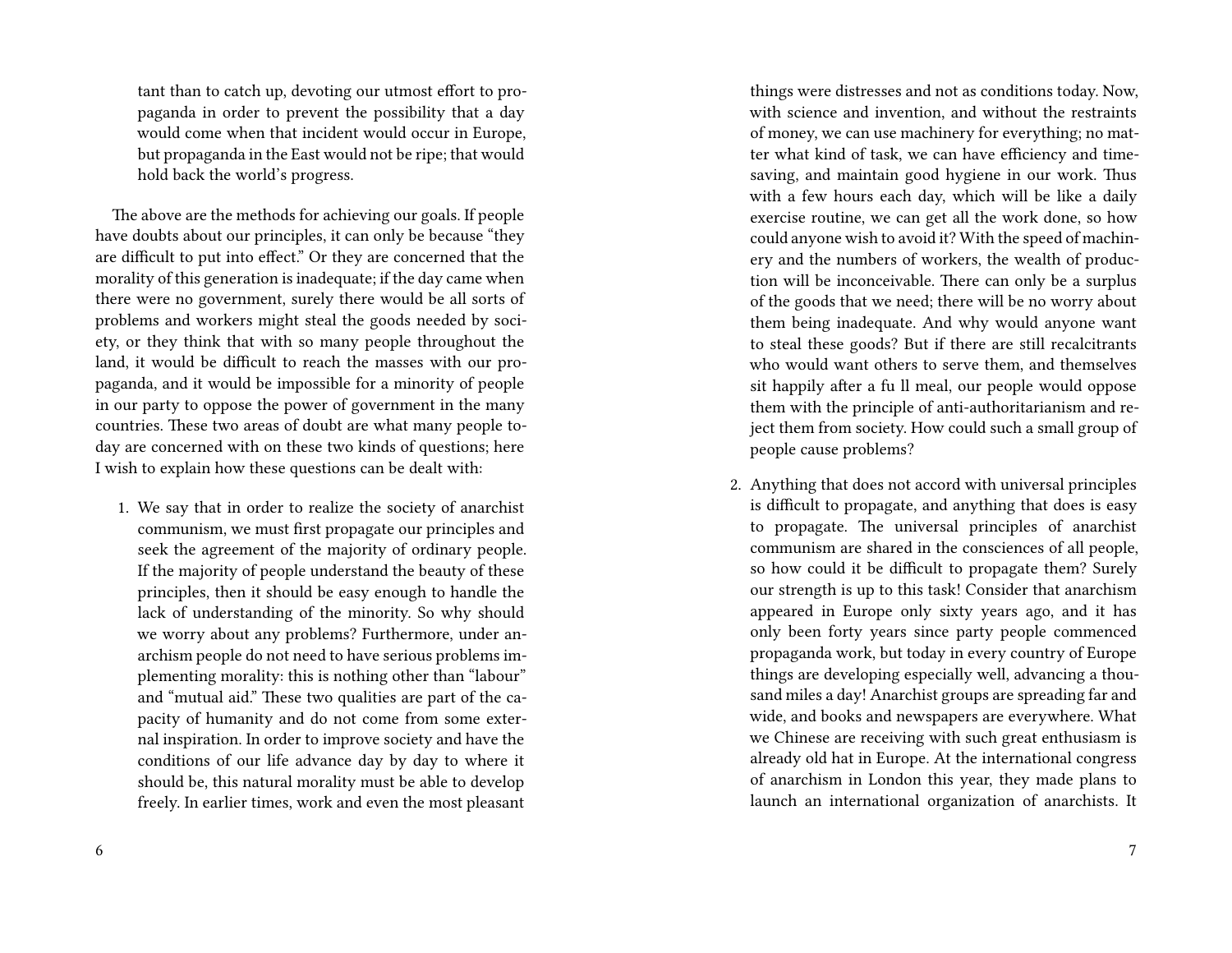tant than to catch up, devoting our utmost effort to propaganda in order to prevent the possibility that a day would come when that incident would occur in Europe, but propaganda in the East would not be ripe; that would hold back the world's progress.

The above are the methods for achieving our goals. If people have doubts about our principles, it can only be because "they are difficult to put into effect." Or they are concerned that the morality of this generation is inadequate; if the day came when there were no government, surely there would be all sorts of problems and workers might steal the goods needed by society, or they think that with so many people throughout the land, it would be difficult to reach the masses with our propaganda, and it would be impossible for a minority of people in our party to oppose the power of government in the many countries. These two areas of doubt are what many people today are concerned with on these two kinds of questions; here I wish to explain how these questions can be dealt with:

1. We say that in order to realize the society of anarchist communism, we must first propagate our principles and seek the agreement of the majority of ordinary people. If the majority of people understand the beauty of these principles, then it should be easy enough to handle the lack of understanding of the minority. So why should we worry about any problems? Furthermore, under anarchism people do not need to have serious problems implementing morality: this is nothing other than "labour" and "mutual aid." These two qualities are part of the capacity of humanity and do not come from some external inspiration. In order to improve society and have the conditions of our life advance day by day to where it should be, this natural morality must be able to develop freely. In earlier times, work and even the most pleasant things were distresses and not as conditions today. Now, with science and invention, and without the restraints of money, we can use machinery for everything; no matter what kind of task, we can have efficiency and time-saving, and maintain good hygiene in our work. Thus with a few hours each day, which will be like a daily exercise routine, we can get all the work done, so how could anyone wish to avoid it? With the speed of machinery and the numbers of workers, the wealth of production will be inconceivable. There can only be a surplus of the goods that we need; there will be no worry about them being inadequate. And why would anyone want to steal these goods? But if there are still recalcitrants who would want others to serve them, and themselves sit happily after a fu ll meal, our people would oppose them with the principle of anti-authoritarianism and reject them from society. How could such a small group of people cause problems?
2. Anything that does not accord with universal principles is difficult to propagate, and anything that does is easy to propagate. The universal principles of anarchist communism are shared in the consciences of all people, so how could it be difficult to propagate them? Surely our strength is up to this task! Consider that anarchism appeared in Europe only sixty years ago, and it has only been forty years since party people commenced propaganda work, but today in every country of Europe things are developing especially well, advancing a thousand miles a day! Anarchist groups are spreading far and wide, and books and newspapers are everywhere. What we Chinese are receiving with such great enthusiasm is already old hat in Europe. At the international congress of anarchism in London this year, they made plans to launch an international organization of anarchists. It